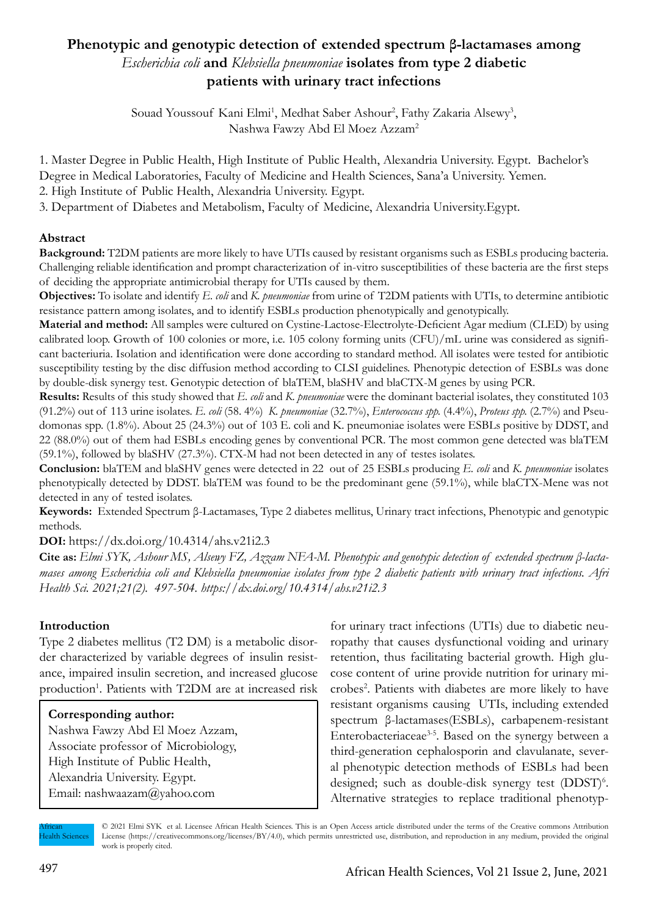# Phenotypic and genotypic detection of extended spectrum β-lactamases among *Escherichia coli* and *Klebsiella pneumoniae* isolates from type 2 diabetic patients with urinary tract infections

Souad Youssouf Kani Elmi[1], Medhat Saber Ashour[2], Fathy Zakaria Alsewy[3], Nashwa Fawzy Abd El Moez Azzam[2]

1. Master Degree in Public Health, High Institute of Public Health, Alexandria University. Egypt. Bachelor's Degree in Medical Laboratories, Faculty of Medicine and Health Sciences, Sana'a University. Yemen.
2. High Institute of Public Health, Alexandria University. Egypt.
3. Department of Diabetes and Metabolism, Faculty of Medicine, Alexandria University.Egypt.

## Abstract

**Background:** T2DM patients are more likely to have UTIs caused by resistant organisms such as ESBLs producing bacteria. Challenging reliable identification and prompt characterization of in-vitro susceptibilities of these bacteria are the first steps of deciding the appropriate antimicrobial therapy for UTIs caused by them.

**Objectives:** To isolate and identify *E. coli* and *K. pneumoniae* from urine of T2DM patients with UTIs, to determine antibiotic resistance pattern among isolates, and to identify ESBLs production phenotypically and genotypically.

**Material and method:** All samples were cultured on Cystine-Lactose-Electrolyte-Deficient Agar medium (CLED) by using calibrated loop. Growth of 100 colonies or more, i.e. $10^5$ colony forming units (CFU)/mL urine was considered as significant bacteriuria. Isolation and identification were done according to standard method. All isolates were tested for antibiotic susceptibility testing by the disc diffusion method according to CLSI guidelines. Phenotypic detection of ESBLs was done by double-disk synergy test. Genotypic detection of blaTEM, blaSHV and blaCTX-M genes by using PCR.

**Results:** Results of this study showed that *E. coli* and *K. pneumoniae* were the dominant bacterial isolates, they constituted 103 (91.2%) out of 113 urine isolates. *E. coli* (58. 4%) *K. pneumoniae* (32.7%), *Enterococcus spp.* (4.4%), *Proteus spp.* (2.7%) and Pseudomonas spp. (1.8%). About 25 (24.3%) out of 103 E. coli and K. pneumoniae isolates were ESBLs positive by DDST, and 22 (88.0%) out of them had ESBLs encoding genes by conventional PCR. The most common gene detected was blaTEM (59.1%), followed by blaSHV (27.3%). CTX-M had not been detected in any of testes isolates.

**Conclusion:** blaTEM and blaSHV genes were detected in 22 out of 25 ESBLs producing *E. coli* and *K. pneumoniae* isolates phenotypically detected by DDST. blaTEM was found to be the predominant gene (59.1%), while blaCTX-Mene was not detected in any of tested isolates.

**Keywords:** Extended Spectrum β-Lactamases, Type 2 diabetes mellitus, Urinary tract infections, Phenotypic and genotypic methods.

**DOI:** https://dx.doi.org/10.4314/ahs.v21i2.3

**Cite as:** *Elmi SYK, Ashour MS, Alsewy FZ, Azzam NFA-M. Phenotypic and genotypic detection of extended spectrum β-lactamases among Escherichia coli and Klebsiella pneumoniae isolates from type 2 diabetic patients with urinary tract infections. Afri Health Sci. 2021;21(2). 497-504. https://dx.doi.org/10.4314/ahs.v21i2.3*

## Introduction

Type 2 diabetes mellitus (T2 DM) is a metabolic disorder characterized by variable degrees of insulin resistance, impaired insulin secretion, and increased glucose production[1]. Patients with T2DM are at increased risk for urinary tract infections (UTIs) due to diabetic neuropathy that causes dysfunctional voiding and urinary retention, thus facilitating bacterial growth. High glucose content of urine provide nutrition for urinary microbes[2]. Patients with diabetes are more likely to have resistant organisms causing UTIs, including extended spectrum β-lactamases(ESBLs), carbapenem-resistant Enterobacteriaceae[3-5]. Based on the synergy between a third-generation cephalosporin and clavulanate, several phenotypic detection methods of ESBLs had been designed; such as double-disk synergy test (DDST)[6]. Alternative strategies to replace traditional phenotyp-

**Corresponding author:**
Nashwa Fawzy Abd El Moez Azzam,
Associate professor of Microbiology,
High Institute of Public Health,
Alexandria University. Egypt.
Email: nashwaazam@yahoo.com

© 2021 Elmi SYK et al. Licensee African Health Sciences. This is an Open Access article distributed under the terms of the Creative commons Attribution License (https://creativecommons.org/licenses/BY/4.0), which permits unrestricted use, distribution, and reproduction in any medium, provided the original work is properly cited.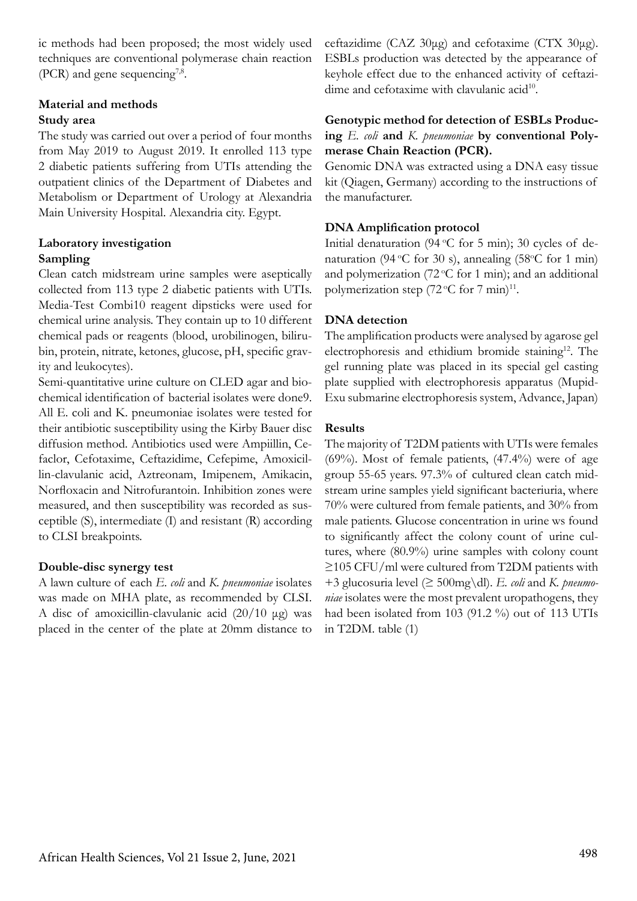ic methods had been proposed; the most widely used techniques are conventional polymerase chain reaction (PCR) and gene sequencing[7,8].

## Material and methods

### Study area

The study was carried out over a period of four months from May 2019 to August 2019. It enrolled 113 type 2 diabetic patients suffering from UTIs attending the outpatient clinics of the Department of Diabetes and Metabolism or Department of Urology at Alexandria Main University Hospital. Alexandria city. Egypt.

### Laboratory investigation

### Sampling

Clean catch midstream urine samples were aseptically collected from 113 type 2 diabetic patients with UTIs. Media-Test Combi10 reagent dipsticks were used for chemical urine analysis. They contain up to 10 different chemical pads or reagents (blood, urobilinogen, bilirubin, protein, nitrate, ketones, glucose, pH, specific gravity and leukocytes).

Semi-quantitative urine culture on CLED agar and biochemical identification of bacterial isolates were done9. All E. coli and K. pneumoniae isolates were tested for their antibiotic susceptibility using the Kirby Bauer disc diffusion method. Antibiotics used were Ampiillin, Cefaclor, Cefotaxime, Ceftazidime, Cefepime, Amoxicillin-clavulanic acid, Aztreonam, Imipenem, Amikacin, Norfloxacin and Nitrofurantoin. Inhibition zones were measured, and then susceptibility was recorded as susceptible (S), intermediate (I) and resistant (R) according to CLSI breakpoints.

### Double-disc synergy test

A lawn culture of each *E. coli* and *K. pneumoniae* isolates was made on MHA plate, as recommended by CLSI. A disc of amoxicillin-clavulanic acid (20/10 μg) was placed in the center of the plate at 20mm distance to ceftazidime (CAZ 30μg) and cefotaxime (CTX 30μg). ESBLs production was detected by the appearance of keyhole effect due to the enhanced activity of ceftazidime and cefotaxime with clavulanic acid[10].

### Genotypic method for detection of ESBLs Producing *E. coli* and *K. pneumoniae* by conventional Polymerase Chain Reaction (PCR).

Genomic DNA was extracted using a DNA easy tissue kit (Qiagen, Germany) according to the instructions of the manufacturer.

### DNA Amplification protocol

Initial denaturation (94 °C for 5 min); 30 cycles of denaturation (94 °C for 30 s), annealing (58°C for 1 min) and polymerization (72 °C for 1 min); and an additional polymerization step (72 °C for 7 min)[11].

### DNA detection

The amplification products were analysed by agarose gel electrophoresis and ethidium bromide staining[12]. The gel running plate was placed in its special gel casting plate supplied with electrophoresis apparatus (Mupid-Exu submarine electrophoresis system, Advance, Japan)

## Results

The majority of T2DM patients with UTIs were females (69%). Most of female patients, (47.4%) were of age group 55-65 years. 97.3% of cultured clean catch midstream urine samples yield significant bacteriuria, where 70% were cultured from female patients, and 30% from male patients. Glucose concentration in urine ws found to significantly affect the colony count of urine cultures, where (80.9%) urine samples with colony count ≥105 CFU/ml were cultured from T2DM patients with +3 glucosuria level (≥ 500mg\dl). *E. coli* and *K. pneumoniae* isolates were the most prevalent uropathogens, they had been isolated from 103 (91.2 %) out of 113 UTIs in T2DM. table (1)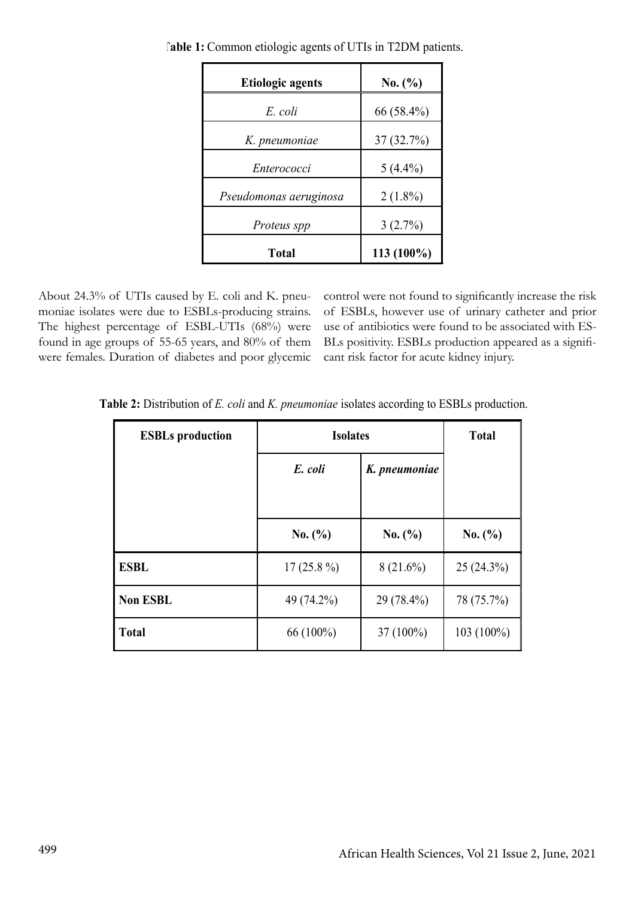**Table 1:** Common etiologic agents of UTIs in T2DM patients.

| Etiologic agents | No. (%) |
|---|---|
| *E. coli* | 66 (58.4%) |
| *K. pneumoniae* | 37 (32.7%) |
| *Enterococci* | 5 (4.4%) |
| *Pseudomonas aeruginosa* | 2 (1.8%) |
| *Proteus spp* | 3 (2.7%) |
| **Total** | **113 (100%)** |

About 24.3% of UTIs caused by E. coli and K. pneumoniae isolates were due to ESBLs-producing strains. The highest percentage of ESBL-UTIs (68%) were found in age groups of 55-65 years, and 80% of them were females. Duration of diabetes and poor glycemic control were not found to significantly increase the risk of ESBLs, however use of urinary catheter and prior use of antibiotics were found to be associated with ESBLs positivity. ESBLs production appeared as a significant risk factor for acute kidney injury.

**Table 2:** Distribution of *E. coli* and *K. pneumoniae* isolates according to ESBLs production.

| ESBLs production | Isolates | | Total |
|---|---|---|---|
| | ***E. coli*** | ***K. pneumoniae*** | |
| | **No. (%)** | **No. (%)** | **No. (%)** |
| **ESBL** | 17 (25.8 %) | 8 (21.6%) | 25 (24.3%) |
| **Non ESBL** | 49 (74.2%) | 29 (78.4%) | 78 (75.7%) |
| **Total** | 66 (100%) | 37 (100%) | 103 (100%) |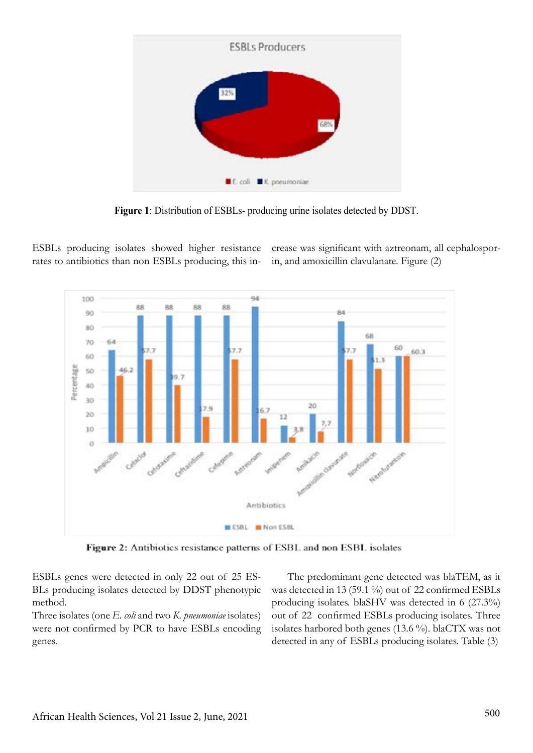**Figure 1**: Distribution of ESBLs- producing urine isolates detected by DDST.

ESBLs producing isolates showed higher resistance rates to antibiotics than non ESBLs producing, this increase was significant with aztreonam, all cephalosporin, and amoxicillin clavulanate. Figure (2)

**Figure 2:** Antibiotics resistance patterns of ESBL and non ESBL isolates

ESBLs genes were detected in only 22 out of 25 ESBLs producing isolates detected by DDST phenotypic method.

Three isolates (one *E. coli* and two *K. pneumoniae* isolates) were not confirmed by PCR to have ESBLs encoding genes.

The predominant gene detected was blaTEM, as it was detected in 13 (59.1 %) out of 22 confirmed ESBLs producing isolates. blaSHV was detected in 6 (27.3%) out of 22 confirmed ESBLs producing isolates. Three isolates harbored both genes (13.6 %). blaCTX was not detected in any of ESBLs producing isolates. Table (3)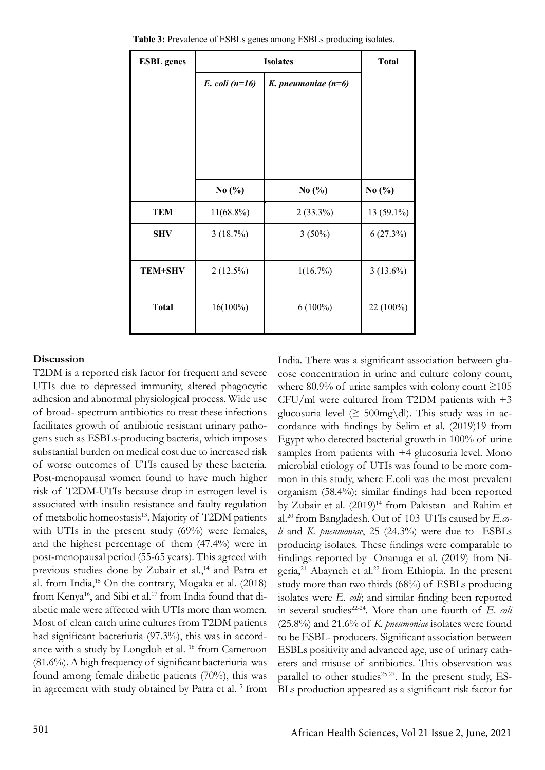**Table 3:** Prevalence of ESBLs genes among ESBLs producing isolates.

| ESBL genes | Isolates | | Total |
|---|---|---|---|
| | *E. coli (n=16)* | *K. pneumoniae (n=6)* | |
| | No (%) | No (%) | No (%) |
| **TEM** | 11(68.8%) | 2 (33.3%) | 13 (59.1%) |
| **SHV** | 3 (18.7%) | 3 (50%) | 6 (27.3%) |
| **TEM+SHV** | 2 (12.5%) | 1(16.7%) | 3 (13.6%) |
| **Total** | 16(100%) | 6 (100%) | 22 (100%) |

## Discussion

T2DM is a reported risk factor for frequent and severe UTIs due to depressed immunity, altered phagocytic adhesion and abnormal physiological process. Wide use of broad- spectrum antibiotics to treat these infections facilitates growth of antibiotic resistant urinary pathogens such as ESBLs-producing bacteria, which imposes substantial burden on medical cost due to increased risk of worse outcomes of UTIs caused by these bacteria. Post-menopausal women found to have much higher risk of T2DM-UTIs because drop in estrogen level is associated with insulin resistance and faulty regulation of metabolic homeostasis[13]. Majority of T2DM patients with UTIs in the present study (69%) were females, and the highest percentage of them (47.4%) were in post-menopausal period (55-65 years). This agreed with previous studies done by Zubair et al.,[14] and Patra et al. from India,[15] On the contrary, Mogaka et al. (2018) from Kenya[16], and Sibi et al.[17] from India found that diabetic male were affected with UTIs more than women. Most of clean catch urine cultures from T2DM patients had significant bacteriuria (97.3%), this was in accordance with a study by Longdoh et al. [18] from Cameroon (81.6%). A high frequency of significant bacteriuria was found among female diabetic patients (70%), this was in agreement with study obtained by Patra et al.[15] from India. There was a significant association between glucose concentration in urine and culture colony count, where 80.9% of urine samples with colony count ≥105 CFU/ml were cultured from T2DM patients with +3 glucosuria level (≥ 500mg\dl). This study was in accordance with findings by Selim et al. (2019)19 from Egypt who detected bacterial growth in 100% of urine samples from patients with +4 glucosuria level. Mono microbial etiology of UTIs was found to be more common in this study, where E.coli was the most prevalent organism (58.4%); similar findings had been reported by Zubair et al. (2019)[14] from Pakistan and Rahim et al.[20] from Bangladesh. Out of 103 UTIs caused by *E.coli* and *K. pneumoniae*, 25 (24.3%) were due to ESBLs producing isolates. These findings were comparable to findings reported by Onanuga et al. (2019) from Nigeria,[21] Abayneh et al.[22] from Ethiopia. In the present study more than two thirds (68%) of ESBLs producing isolates were *E. coli*; and similar finding been reported in several studies[22-24]. More than one fourth of *E. coli* (25.8%) and 21.6% of *K. pneumoniae* isolates were found to be ESBL- producers. Significant association between ESBLs positivity and advanced age, use of urinary catheters and misuse of antibiotics. This observation was parallel to other studies[25-27]. In the present study, ESBLs production appeared as a significant risk factor for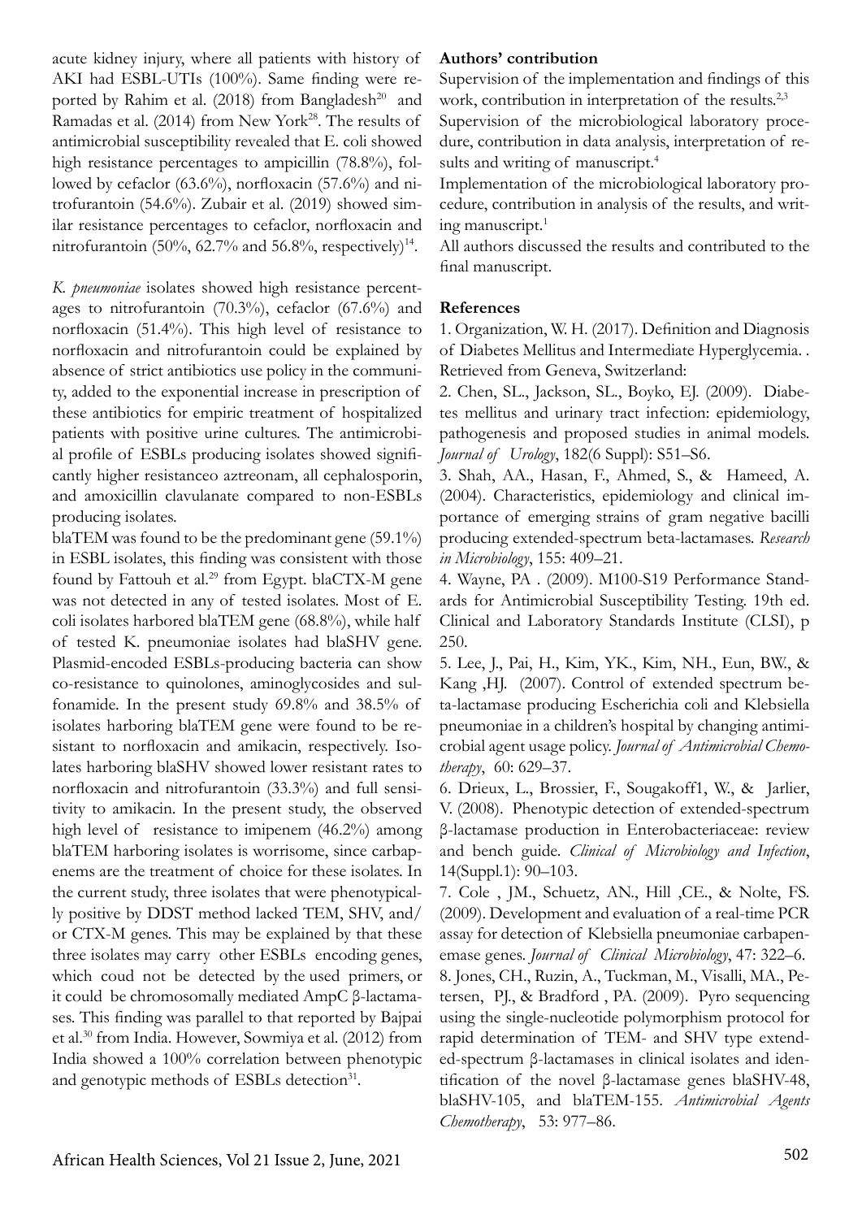acute kidney injury, where all patients with history of AKI had ESBL-UTIs (100%). Same finding were reported by Rahim et al. (2018) from Bangladesh[20] and Ramadas et al. (2014) from New York[28]. The results of antimicrobial susceptibility revealed that E. coli showed high resistance percentages to ampicillin (78.8%), followed by cefaclor (63.6%), norfloxacin (57.6%) and nitrofurantoin (54.6%). Zubair et al. (2019) showed similar resistance percentages to cefaclor, norfloxacin and nitrofurantoin (50%, 62.7% and 56.8%, respectively)[14].

*K. pneumoniae* isolates showed high resistance percentages to nitrofurantoin (70.3%), cefaclor (67.6%) and norfloxacin (51.4%). This high level of resistance to norfloxacin and nitrofurantoin could be explained by absence of strict antibiotics use policy in the community, added to the exponential increase in prescription of these antibiotics for empiric treatment of hospitalized patients with positive urine cultures. The antimicrobial profile of ESBLs producing isolates showed significantly higher resistanceo aztreonam, all cephalosporin, and amoxicillin clavulanate compared to non-ESBLs producing isolates.

blaTEM was found to be the predominant gene (59.1%) in ESBL isolates, this finding was consistent with those found by Fattouh et al.[29] from Egypt. blaCTX-M gene was not detected in any of tested isolates. Most of E. coli isolates harbored blaTEM gene (68.8%), while half of tested K. pneumoniae isolates had blaSHV gene. Plasmid-encoded ESBLs-producing bacteria can show co-resistance to quinolones, aminoglycosides and sulfonamide. In the present study 69.8% and 38.5% of isolates harboring blaTEM gene were found to be resistant to norfloxacin and amikacin, respectively. Isolates harboring blaSHV showed lower resistant rates to norfloxacin and nitrofurantoin (33.3%) and full sensitivity to amikacin. In the present study, the observed high level of resistance to imipenem (46.2%) among blaTEM harboring isolates is worrisome, since carbapenems are the treatment of choice for these isolates. In the current study, three isolates that were phenotypically positive by DDST method lacked TEM, SHV, and/or CTX-M genes. This may be explained by that these three isolates may carry other ESBLs encoding genes, which coud not be detected by the used primers, or it could be chromosomally mediated AmpC β-lactamases. This finding was parallel to that reported by Bajpai et al.[30] from India. However, Sowmiya et al. (2012) from India showed a 100% correlation between phenotypic and genotypic methods of ESBLs detection[31].

**Authors' contribution**

Supervision of the implementation and findings of this work, contribution in interpretation of the results.[2,3]

Supervision of the microbiological laboratory procedure, contribution in data analysis, interpretation of results and writing of manuscript.[4]

Implementation of the microbiological laboratory procedure, contribution in analysis of the results, and writing manuscript.[1]

All authors discussed the results and contributed to the final manuscript.

**References**

1. Organization, W. H. (2017). Definition and Diagnosis of Diabetes Mellitus and Intermediate Hyperglycemia. . Retrieved from Geneva, Switzerland:

2. Chen, SL., Jackson, SL., Boyko, EJ. (2009). Diabetes mellitus and urinary tract infection: epidemiology, pathogenesis and proposed studies in animal models. *Journal of Urology*, 182(6 Suppl): S51–S6.

3. Shah, AA., Hasan, F., Ahmed, S., & Hameed, A. (2004). Characteristics, epidemiology and clinical importance of emerging strains of gram negative bacilli producing extended-spectrum beta-lactamases. *Research in Microbiology*, 155: 409–21.

4. Wayne, PA . (2009). M100-S19 Performance Standards for Antimicrobial Susceptibility Testing. 19th ed. Clinical and Laboratory Standards Institute (CLSI), p 250.

5. Lee, J., Pai, H., Kim, YK., Kim, NH., Eun, BW., & Kang ,HJ. (2007). Control of extended spectrum beta-lactamase producing Escherichia coli and Klebsiella pneumoniae in a children's hospital by changing antimicrobial agent usage policy. *Journal of Antimicrobial Chemotherapy*, 60: 629–37.

6. Drieux, L., Brossier, F., Sougakoff1, W., & Jarlier, V. (2008). Phenotypic detection of extended-spectrum β-lactamase production in Enterobacteriaceae: review and bench guide. *Clinical of Microbiology and Infection*, 14(Suppl.1): 90–103.

7. Cole , JM., Schuetz, AN., Hill ,CE., & Nolte, FS. (2009). Development and evaluation of a real-time PCR assay for detection of Klebsiella pneumoniae carbapenemase genes. *Journal of Clinical Microbiology*, 47: 322–6.

8. Jones, CH., Ruzin, A., Tuckman, M., Visalli, MA., Petersen, PJ., & Bradford , PA. (2009). Pyro sequencing using the single-nucleotide polymorphism protocol for rapid determination of TEM- and SHV type extended-spectrum β-lactamases in clinical isolates and identification of the novel β-lactamase genes blaSHV-48, blaSHV-105, and blaTEM-155. *Antimicrobial Agents Chemotherapy*, 53: 977–86.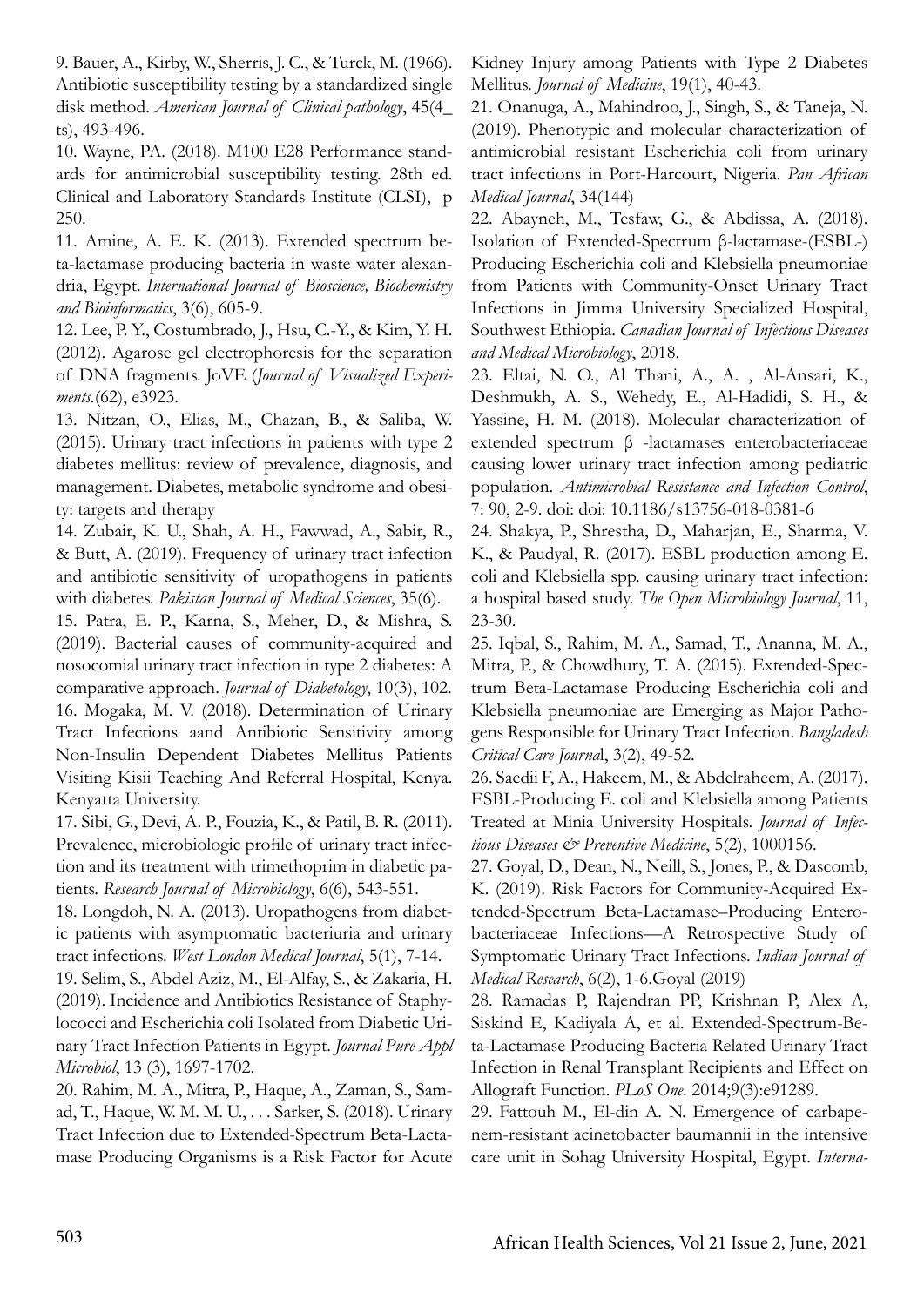9. Bauer, A., Kirby, W., Sherris, J. C., & Turck, M. (1966). Antibiotic susceptibility testing by a standardized single disk method. *American Journal of Clinical pathology*, 45(4_ts), 493-496.

10. Wayne, PA. (2018). M100 E28 Performance standards for antimicrobial susceptibility testing. 28th ed. Clinical and Laboratory Standards Institute (CLSI), p 250.

11. Amine, A. E. K. (2013). Extended spectrum beta-lactamase producing bacteria in waste water alexandria, Egypt. *International Journal of Bioscience, Biochemistry and Bioinformatics*, 3(6), 605-9.

12. Lee, P. Y., Costumbrado, J., Hsu, C.-Y., & Kim, Y. H. (2012). Agarose gel electrophoresis for the separation of DNA fragments. JoVE (*Journal of Visualized Experiments*.(62), e3923.

13. Nitzan, O., Elias, M., Chazan, B., & Saliba, W. (2015). Urinary tract infections in patients with type 2 diabetes mellitus: review of prevalence, diagnosis, and management. Diabetes, metabolic syndrome and obesity: targets and therapy

14. Zubair, K. U., Shah, A. H., Fawwad, A., Sabir, R., & Butt, A. (2019). Frequency of urinary tract infection and antibiotic sensitivity of uropathogens in patients with diabetes. *Pakistan Journal of Medical Sciences*, 35(6).

15. Patra, E. P., Karna, S., Meher, D., & Mishra, S. (2019). Bacterial causes of community-acquired and nosocomial urinary tract infection in type 2 diabetes: A comparative approach. *Journal of Diabetology*, 10(3), 102.

16. Mogaka, M. V. (2018). Determination of Urinary Tract Infections aand Antibiotic Sensitivity among Non-Insulin Dependent Diabetes Mellitus Patients Visiting Kisii Teaching And Referral Hospital, Kenya. Kenyatta University.

17. Sibi, G., Devi, A. P., Fouzia, K., & Patil, B. R. (2011). Prevalence, microbiologic profile of urinary tract infection and its treatment with trimethoprim in diabetic patients. *Research Journal of Microbiology*, 6(6), 543-551.

18. Longdoh, N. A. (2013). Uropathogens from diabetic patients with asymptomatic bacteriuria and urinary tract infections. *West London Medical Journal*, 5(1), 7-14.

19. Selim, S., Abdel Aziz, M., El-Alfay, S., & Zakaria, H. (2019). Incidence and Antibiotics Resistance of Staphylococci and Escherichia coli Isolated from Diabetic Urinary Tract Infection Patients in Egypt. *Journal Pure Appl Microbiol*, 13 (3), 1697-1702.

20. Rahim, M. A., Mitra, P., Haque, A., Zaman, S., Samad, T., Haque, W. M. M. U., . . . Sarker, S. (2018). Urinary Tract Infection due to Extended-Spectrum Beta-Lactamase Producing Organisms is a Risk Factor for Acute Kidney Injury among Patients with Type 2 Diabetes Mellitus. *Journal of Medicine*, 19(1), 40-43.

21. Onanuga, A., Mahindroo, J., Singh, S., & Taneja, N. (2019). Phenotypic and molecular characterization of antimicrobial resistant Escherichia coli from urinary tract infections in Port-Harcourt, Nigeria. *Pan African Medical Journal*, 34(144)

22. Abayneh, M., Tesfaw, G., & Abdissa, A. (2018). Isolation of Extended-Spectrum β-lactamase-(ESBL-) Producing Escherichia coli and Klebsiella pneumoniae from Patients with Community-Onset Urinary Tract Infections in Jimma University Specialized Hospital, Southwest Ethiopia. *Canadian Journal of Infectious Diseases and Medical Microbiology*, 2018.

23. Eltai, N. O., Al Thani, A., A. , Al-Ansari, K., Deshmukh, A. S., Wehedy, E., Al-Hadidi, S. H., & Yassine, H. M. (2018). Molecular characterization of extended spectrum β -lactamases enterobacteriaceae causing lower urinary tract infection among pediatric population. *Antimicrobial Resistance and Infection Control*, 7: 90, 2-9. doi: doi: 10.1186/s13756-018-0381-6

24. Shakya, P., Shrestha, D., Maharjan, E., Sharma, V. K., & Paudyal, R. (2017). ESBL production among E. coli and Klebsiella spp. causing urinary tract infection: a hospital based study. *The Open Microbiology Journal*, 11, 23-30.

25. Iqbal, S., Rahim, M. A., Samad, T., Ananna, M. A., Mitra, P., & Chowdhury, T. A. (2015). Extended-Spectrum Beta-Lactamase Producing Escherichia coli and Klebsiella pneumoniae are Emerging as Major Pathogens Responsible for Urinary Tract Infection. *Bangladesh Critical Care Journa*l, 3(2), 49-52.

26. Saedii F, A., Hakeem, M., & Abdelraheem, A. (2017). ESBL-Producing E. coli and Klebsiella among Patients Treated at Minia University Hospitals. *Journal of Infectious Diseases & Preventive Medicine*, 5(2), 1000156.

27. Goyal, D., Dean, N., Neill, S., Jones, P., & Dascomb, K. (2019). Risk Factors for Community-Acquired Extended-Spectrum Beta-Lactamase–Producing Enterobacteriaceae Infections—A Retrospective Study of Symptomatic Urinary Tract Infections. *Indian Journal of Medical Research*, 6(2), 1-6.Goyal (2019)

28. Ramadas P, Rajendran PP, Krishnan P, Alex A, Siskind E, Kadiyala A, et al. Extended-Spectrum-Beta-Lactamase Producing Bacteria Related Urinary Tract Infection in Renal Transplant Recipients and Effect on Allograft Function. *PLoS One*. 2014;9(3):e91289.

29. Fattouh M., El-din A. N. Emergence of carbapenem-resistant acinetobacter baumannii in the intensive care unit in Sohag University Hospital, Egypt. *Interna-*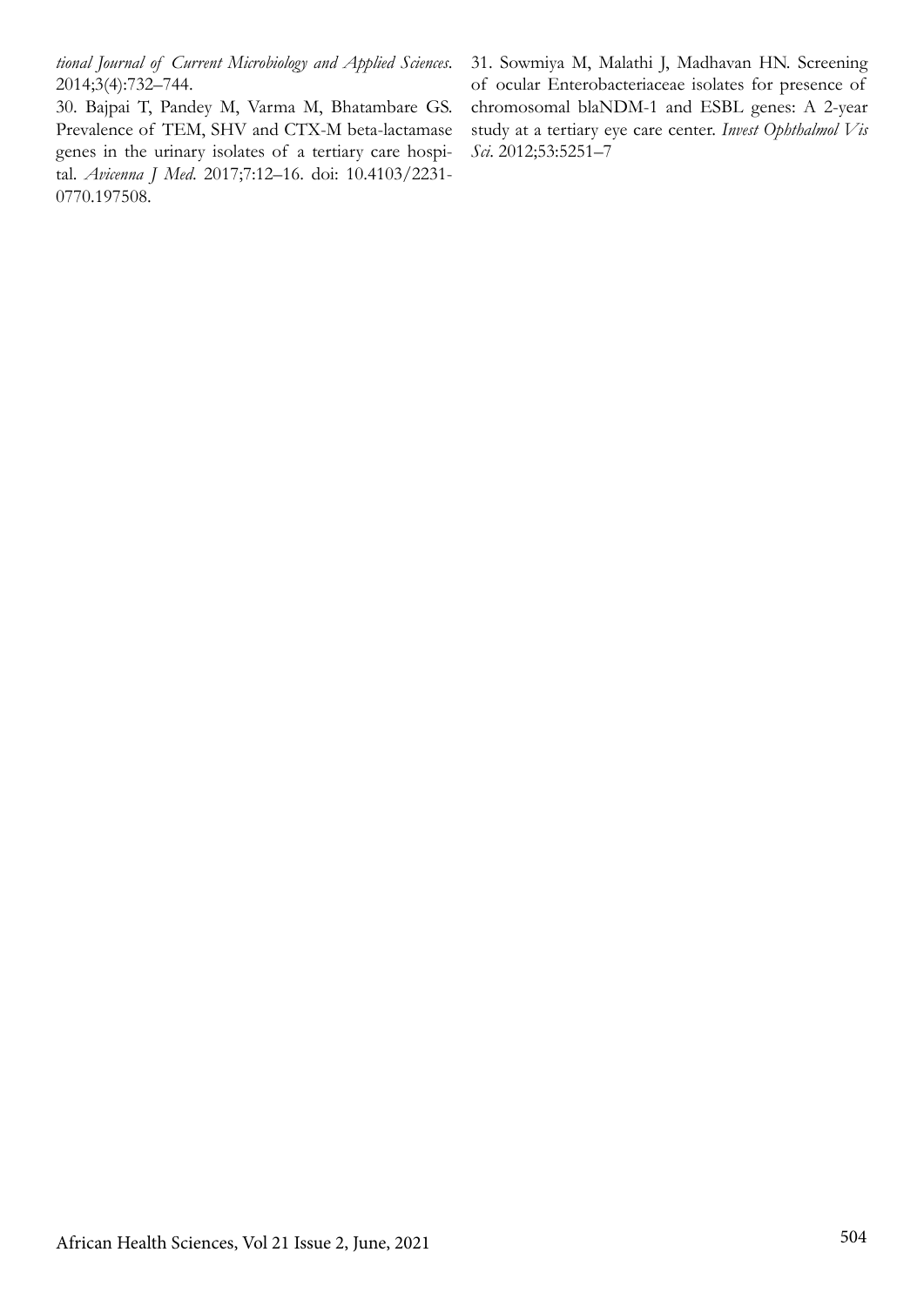*tional Journal of Current Microbiology and Applied Sciences*. 2014;3(4):732–744.

30. Bajpai T, Pandey M, Varma M, Bhatambare GS. Prevalence of TEM, SHV and CTX-M beta-lactamase genes in the urinary isolates of a tertiary care hospital. *Avicenna J Med*. 2017;7:12–16. doi: 10.4103/2231-0770.197508.

31. Sowmiya M, Malathi J, Madhavan HN. Screening of ocular Enterobacteriaceae isolates for presence of chromosomal blaNDM-1 and ESBL genes: A 2-year study at a tertiary eye care center. *Invest Ophthalmol Vis Sci*. 2012;53:5251–7